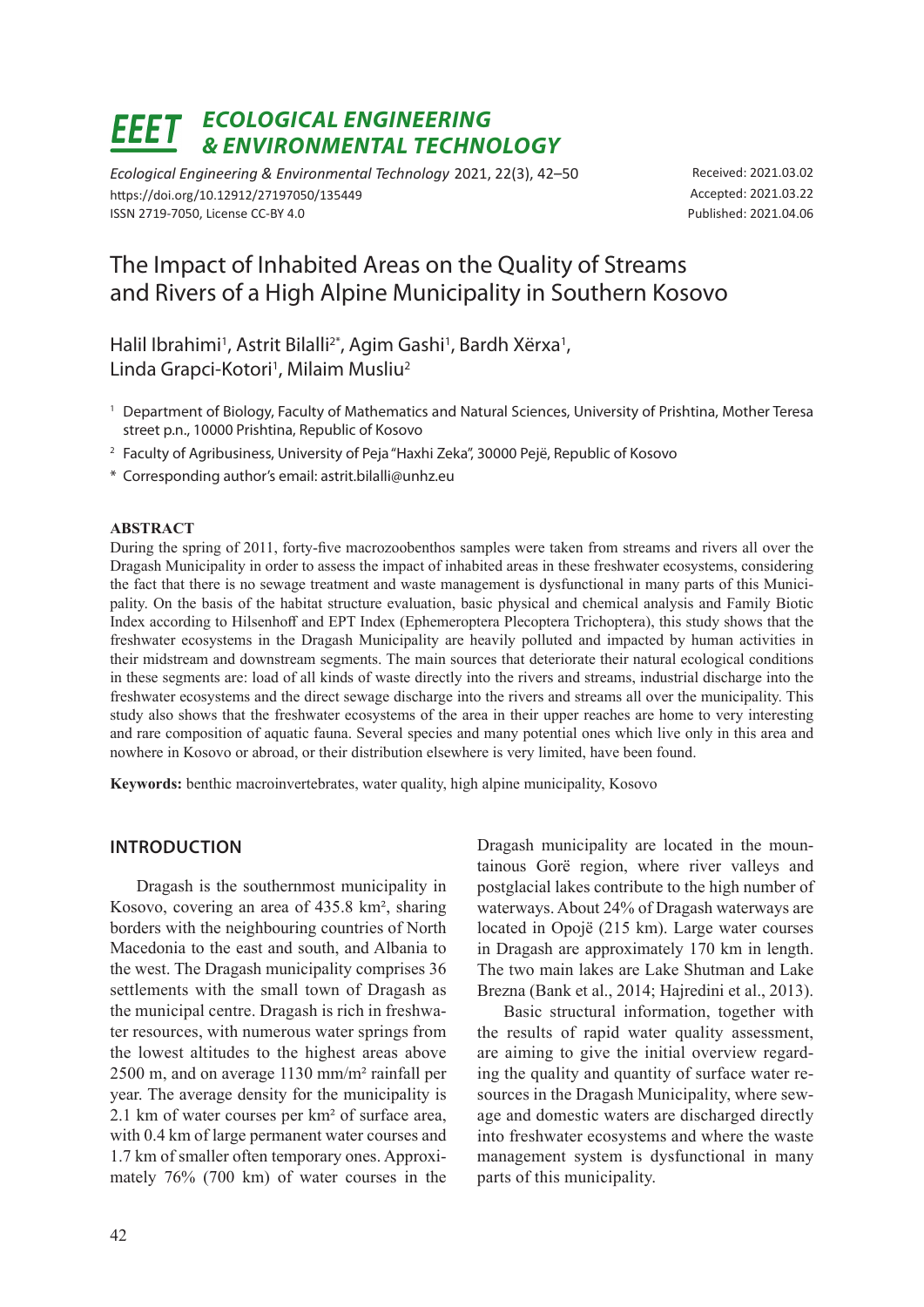# ECOLOGICAL ENGINEERING & ENVIRONMENTAL TECHNOLOGY

*Ecological Engineering & Environmental Technology* 2021, 22(3), 42–50
https://doi.org/10.12912/27197050/135449
ISSN 2719-7050, License CC-BY 4.0

Received: 2021.03.02
Accepted: 2021.03.22
Published: 2021.04.06

# The Impact of Inhabited Areas on the Quality of Streams and Rivers of a High Alpine Municipality in Southern Kosovo

Halil Ibrahimi[1], Astrit Bilalli[2*], Agim Gashi[1], Bardh Xërxa[1], Linda Grapci-Kotori[1], Milaim Musliu[2]

[1] Department of Biology, Faculty of Mathematics and Natural Sciences, University of Prishtina, Mother Teresa street p.n., 10000 Prishtina, Republic of Kosovo

[2] Faculty of Agribusiness, University of Peja "Haxhi Zeka", 30000 Pejë, Republic of Kosovo

[*] Corresponding author's email: astrit.bilalli@unhz.eu

## ABSTRACT

During the spring of 2011, forty-five macrozoobenthos samples were taken from streams and rivers all over the Dragash Municipality in order to assess the impact of inhabited areas in these freshwater ecosystems, considering the fact that there is no sewage treatment and waste management is dysfunctional in many parts of this Municipality. On the basis of the habitat structure evaluation, basic physical and chemical analysis and Family Biotic Index according to Hilsenhoff and EPT Index (Ephemeroptera Plecoptera Trichoptera), this study shows that the freshwater ecosystems in the Dragash Municipality are heavily polluted and impacted by human activities in their midstream and downstream segments. The main sources that deteriorate their natural ecological conditions in these segments are: load of all kinds of waste directly into the rivers and streams, industrial discharge into the freshwater ecosystems and the direct sewage discharge into the rivers and streams all over the municipality. This study also shows that the freshwater ecosystems of the area in their upper reaches are home to very interesting and rare composition of aquatic fauna. Several species and many potential ones which live only in this area and nowhere in Kosovo or abroad, or their distribution elsewhere is very limited, have been found.

**Keywords:** benthic macroinvertebrates, water quality, high alpine municipality, Kosovo

## INTRODUCTION

Dragash is the southernmost municipality in Kosovo, covering an area of 435.8 km², sharing borders with the neighbouring countries of North Macedonia to the east and south, and Albania to the west. The Dragash municipality comprises 36 settlements with the small town of Dragash as the municipal centre. Dragash is rich in freshwater resources, with numerous water springs from the lowest altitudes to the highest areas above 2500 m, and on average 1130 mm/m² rainfall per year. The average density for the municipality is 2.1 km of water courses per km² of surface area, with 0.4 km of large permanent water courses and 1.7 km of smaller often temporary ones. Approximately 76% (700 km) of water courses in the Dragash municipality are located in the mountainous Gorë region, where river valleys and postglacial lakes contribute to the high number of waterways. About 24% of Dragash waterways are located in Opojë (215 km). Large water courses in Dragash are approximately 170 km in length. The two main lakes are Lake Shutman and Lake Brezna (Bank et al., 2014; Hajredini et al., 2013).

Basic structural information, together with the results of rapid water quality assessment, are aiming to give the initial overview regarding the quality and quantity of surface water resources in the Dragash Municipality, where sewage and domestic waters are discharged directly into freshwater ecosystems and where the waste management system is dysfunctional in many parts of this municipality.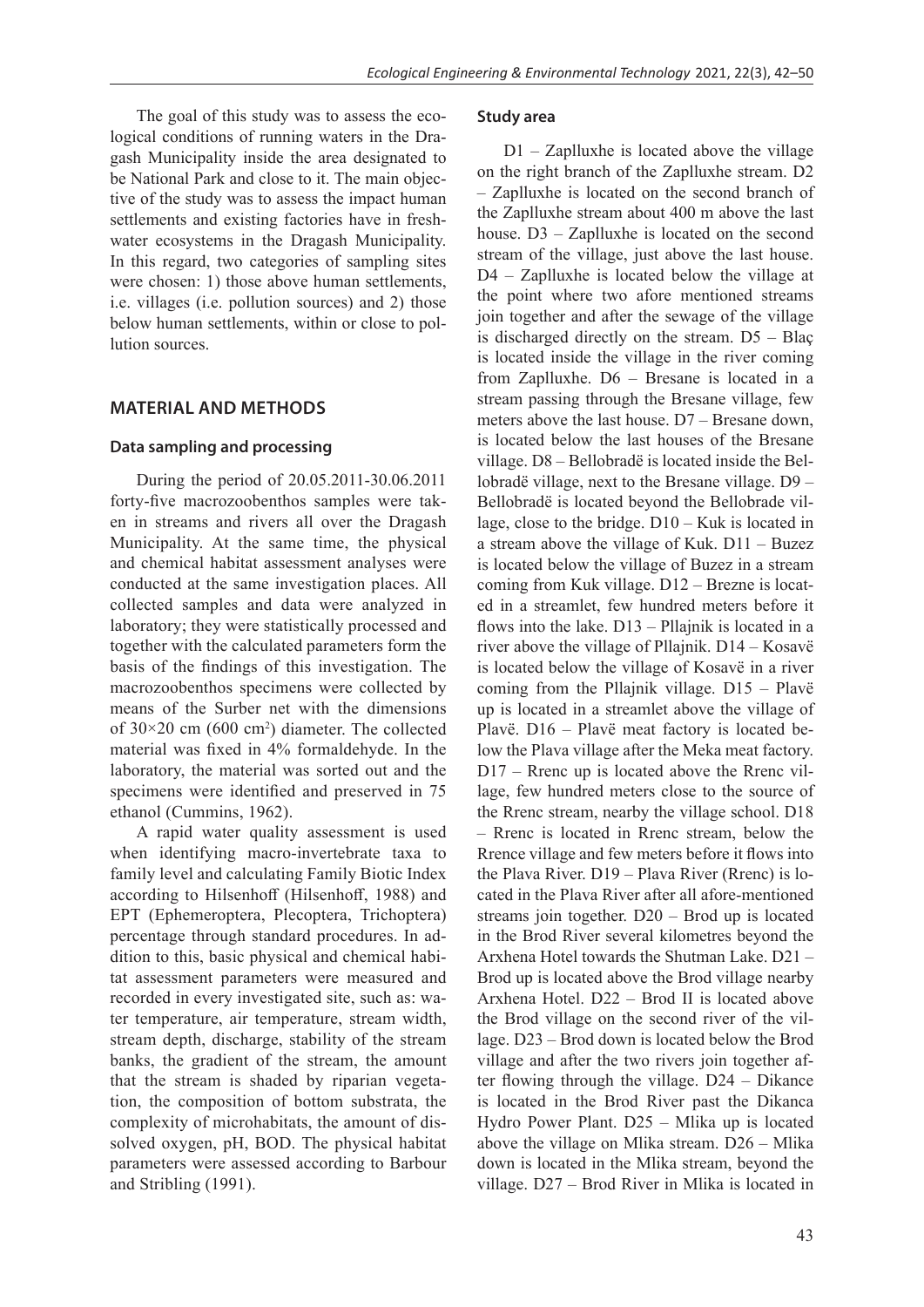The goal of this study was to assess the ecological conditions of running waters in the Dragash Municipality inside the area designated to be National Park and close to it. The main objective of the study was to assess the impact human settlements and existing factories have in freshwater ecosystems in the Dragash Municipality. In this regard, two categories of sampling sites were chosen: 1) those above human settlements, i.e. villages (i.e. pollution sources) and 2) those below human settlements, within or close to pollution sources.

## MATERIAL AND METHODS

### Data sampling and processing

During the period of 20.05.2011-30.06.2011 forty-five macrozoobenthos samples were taken in streams and rivers all over the Dragash Municipality. At the same time, the physical and chemical habitat assessment analyses were conducted at the same investigation places. All collected samples and data were analyzed in laboratory; they were statistically processed and together with the calculated parameters form the basis of the findings of this investigation. The macrozoobenthos specimens were collected by means of the Surber net with the dimensions of 30×20 cm (600 cm$^2$) diameter. The collected material was fixed in 4% formaldehyde. In the laboratory, the material was sorted out and the specimens were identified and preserved in 75 ethanol (Cummins, 1962).

A rapid water quality assessment is used when identifying macro-invertebrate taxa to family level and calculating Family Biotic Index according to Hilsenhoff (Hilsenhoff, 1988) and EPT (Ephemeroptera, Plecoptera, Trichoptera) percentage through standard procedures. In addition to this, basic physical and chemical habitat assessment parameters were measured and recorded in every investigated site, such as: water temperature, air temperature, stream width, stream depth, discharge, stability of the stream banks, the gradient of the stream, the amount that the stream is shaded by riparian vegetation, the composition of bottom substrata, the complexity of microhabitats, the amount of dissolved oxygen, pH, BOD. The physical habitat parameters were assessed according to Barbour and Stribling (1991).

### Study area

D1 – Zaplluxhe is located above the village on the right branch of the Zaplluxhe stream. D2 – Zaplluxhe is located on the second branch of the Zaplluxhe stream about 400 m above the last house. D3 – Zaplluxhe is located on the second stream of the village, just above the last house. D4 – Zaplluxhe is located below the village at the point where two afore mentioned streams join together and after the sewage of the village is discharged directly on the stream. D5 – Blaç is located inside the village in the river coming from Zaplluxhe. D6 – Bresane is located in a stream passing through the Bresane village, few meters above the last house. D7 – Bresane down, is located below the last houses of the Bresane village. D8 – Bellobradë is located inside the Bellobradë village, next to the Bresane village. D9 – Bellobradë is located beyond the Bellobrade village, close to the bridge. D10 – Kuk is located in a stream above the village of Kuk. D11 – Buzez is located below the village of Buzez in a stream coming from Kuk village. D12 – Brezne is located in a streamlet, few hundred meters before it flows into the lake. D13 – Pllajnik is located in a river above the village of Pllajnik. D14 – Kosavë is located below the village of Kosavë in a river coming from the Pllajnik village. D15 – Plavë up is located in a streamlet above the village of Plavë. D16 – Plavë meat factory is located below the Plava village after the Meka meat factory. D17 – Rrenc up is located above the Rrenc village, few hundred meters close to the source of the Rrenc stream, nearby the village school. D18 – Rrenc is located in Rrenc stream, below the Rrence village and few meters before it flows into the Plava River. D19 – Plava River (Rrenc) is located in the Plava River after all afore-mentioned streams join together. D20 – Brod up is located in the Brod River several kilometres beyond the Arxhena Hotel towards the Shutman Lake. D21 – Brod up is located above the Brod village nearby Arxhena Hotel. D22 – Brod II is located above the Brod village on the second river of the village. D23 – Brod down is located below the Brod village and after the two rivers join together after flowing through the village. D24 – Dikance is located in the Brod River past the Dikanca Hydro Power Plant. D25 – Mlika up is located above the village on Mlika stream. D26 – Mlika down is located in the Mlika stream, beyond the village. D27 – Brod River in Mlika is located in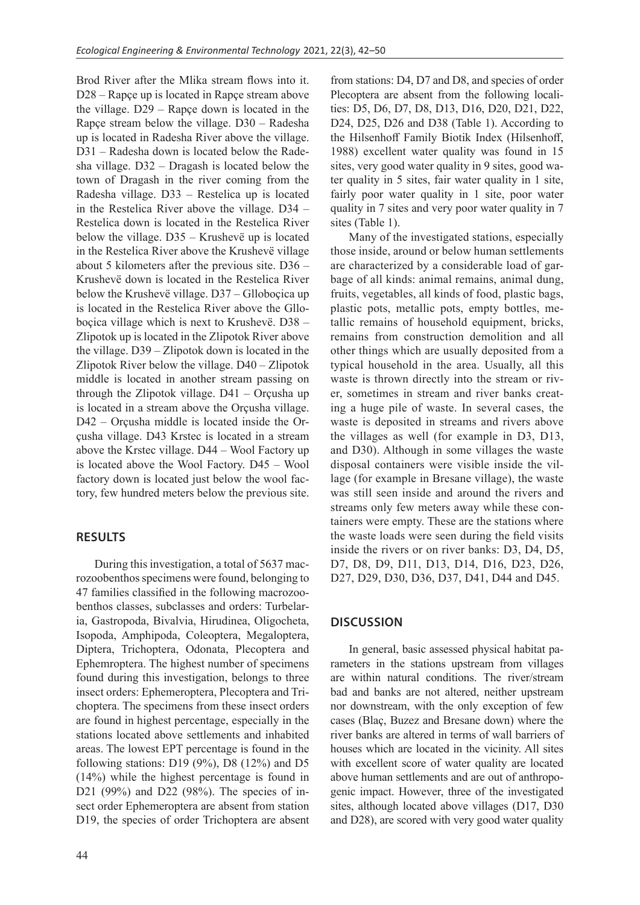Brod River after the Mlika stream flows into it. D28 – Rapçe up is located in Rapçe stream above the village. D29 – Rapçe down is located in the Rapçe stream below the village. D30 – Radesha up is located in Radesha River above the village. D31 – Radesha down is located below the Radesha village. D32 – Dragash is located below the town of Dragash in the river coming from the Radesha village. D33 – Restelica up is located in the Restelica River above the village. D34 – Restelica down is located in the Restelica River below the village. D35 – Krushevë up is located in the Restelica River above the Krushevë village about 5 kilometers after the previous site. D36 – Krushevë down is located in the Restelica River below the Krushevë village. D37 – Glloboçica up is located in the Restelica River above the Glloboçica village which is next to Krushevë. D38 – Zlipotok up is located in the Zlipotok River above the village. D39 – Zlipotok down is located in the Zlipotok River below the village. D40 – Zlipotok middle is located in another stream passing on through the Zlipotok village. D41 – Orçusha up is located in a stream above the Orçusha village. D42 – Orçusha middle is located inside the Orçusha village. D43 Krstec is located in a stream above the Krstec village. D44 – Wool Factory up is located above the Wool Factory. D45 – Wool factory down is located just below the wool factory, few hundred meters below the previous site.

## RESULTS

During this investigation, a total of 5637 macrozoobenthos specimens were found, belonging to 47 families classified in the following macrozoobenthos classes, subclasses and orders: Turbelaria, Gastropoda, Bivalvia, Hirudinea, Oligocheta, Isopoda, Amphipoda, Coleoptera, Megaloptera, Diptera, Trichoptera, Odonata, Plecoptera and Ephemroptera. The highest number of specimens found during this investigation, belongs to three insect orders: Ephemeroptera, Plecoptera and Trichoptera. The specimens from these insect orders are found in highest percentage, especially in the stations located above settlements and inhabited areas. The lowest EPT percentage is found in the following stations: D19 (9%), D8 (12%) and D5 (14%) while the highest percentage is found in D21 (99%) and D22 (98%). The species of insect order Ephemeroptera are absent from station D19, the species of order Trichoptera are absent from stations: D4, D7 and D8, and species of order Plecoptera are absent from the following localities: D5, D6, D7, D8, D13, D16, D20, D21, D22, D24, D25, D26 and D38 (Table 1). According to the Hilsenhoff Family Biotik Index (Hilsenhoff, 1988) excellent water quality was found in 15 sites, very good water quality in 9 sites, good water quality in 5 sites, fair water quality in 1 site, fairly poor water quality in 1 site, poor water quality in 7 sites and very poor water quality in 7 sites (Table 1).

Many of the investigated stations, especially those inside, around or below human settlements are characterized by a considerable load of garbage of all kinds: animal remains, animal dung, fruits, vegetables, all kinds of food, plastic bags, plastic pots, metallic pots, empty bottles, metallic remains of household equipment, bricks, remains from construction demolition and all other things which are usually deposited from a typical household in the area. Usually, all this waste is thrown directly into the stream or river, sometimes in stream and river banks creating a huge pile of waste. In several cases, the waste is deposited in streams and rivers above the villages as well (for example in D3, D13, and D30). Although in some villages the waste disposal containers were visible inside the village (for example in Bresane village), the waste was still seen inside and around the rivers and streams only few meters away while these containers were empty. These are the stations where the waste loads were seen during the field visits inside the rivers or on river banks: D3, D4, D5, D7, D8, D9, D11, D13, D14, D16, D23, D26, D27, D29, D30, D36, D37, D41, D44 and D45.

## DISCUSSION

In general, basic assessed physical habitat parameters in the stations upstream from villages are within natural conditions. The river/stream bad and banks are not altered, neither upstream nor downstream, with the only exception of few cases (Blaç, Buzez and Bresane down) where the river banks are altered in terms of wall barriers of houses which are located in the vicinity. All sites with excellent score of water quality are located above human settlements and are out of anthropogenic impact. However, three of the investigated sites, although located above villages (D17, D30 and D28), are scored with very good water quality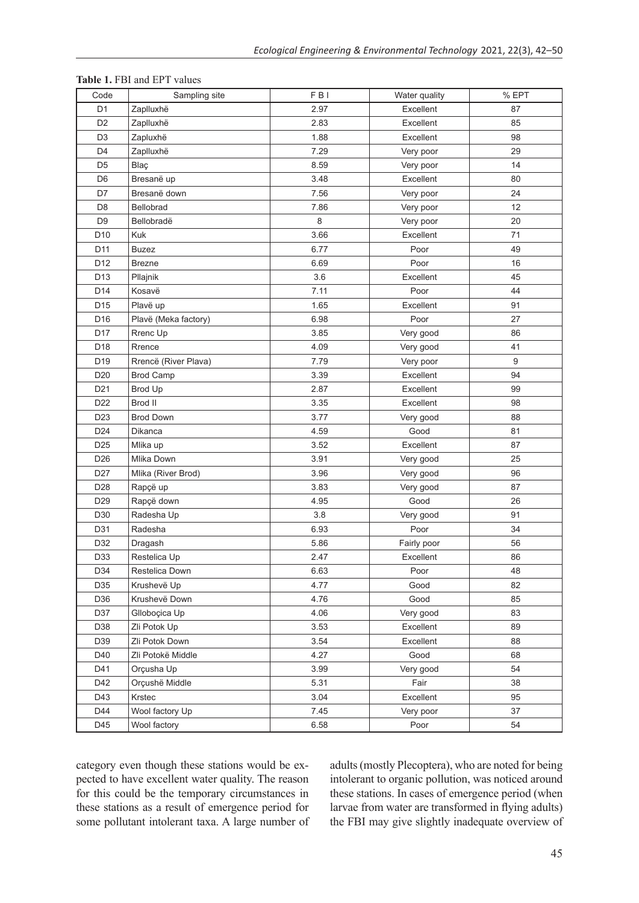**Table 1.** FBI and EPT values

| Code | Sampling site | F B I | Water quality | % EPT |
|---|---|---|---|---|
| D1 | Zaplluxhë | 2.97 | Excellent | 87 |
| D2 | Zaplluxhë | 2.83 | Excellent | 85 |
| D3 | Zapluxhë | 1.88 | Excellent | 98 |
| D4 | Zaplluxhë | 7.29 | Very poor | 29 |
| D5 | Blaç | 8.59 | Very poor | 14 |
| D6 | Bresanë up | 3.48 | Excellent | 80 |
| D7 | Bresanë down | 7.56 | Very poor | 24 |
| D8 | Bellobrad | 7.86 | Very poor | 12 |
| D9 | Bellobradë | 8 | Very poor | 20 |
| D10 | Kuk | 3.66 | Excellent | 71 |
| D11 | Buzez | 6.77 | Poor | 49 |
| D12 | Brezne | 6.69 | Poor | 16 |
| D13 | Pllajnik | 3.6 | Excellent | 45 |
| D14 | Kosavë | 7.11 | Poor | 44 |
| D15 | Plavë up | 1.65 | Excellent | 91 |
| D16 | Plavë (Meka factory) | 6.98 | Poor | 27 |
| D17 | Rrenc Up | 3.85 | Very good | 86 |
| D18 | Rrence | 4.09 | Very good | 41 |
| D19 | Rrencë (River Plava) | 7.79 | Very poor | 9 |
| D20 | Brod Camp | 3.39 | Excellent | 94 |
| D21 | Brod Up | 2.87 | Excellent | 99 |
| D22 | Brod II | 3.35 | Excellent | 98 |
| D23 | Brod Down | 3.77 | Very good | 88 |
| D24 | Dikanca | 4.59 | Good | 81 |
| D25 | Mlika up | 3.52 | Excellent | 87 |
| D26 | Mlika Down | 3.91 | Very good | 25 |
| D27 | Mlika (River Brod) | 3.96 | Very good | 96 |
| D28 | Rapçë up | 3.83 | Very good | 87 |
| D29 | Rapçë down | 4.95 | Good | 26 |
| D30 | Radesha Up | 3.8 | Very good | 91 |
| D31 | Radesha | 6.93 | Poor | 34 |
| D32 | Dragash | 5.86 | Fairly poor | 56 |
| D33 | Restelica Up | 2.47 | Excellent | 86 |
| D34 | Restelica Down | 6.63 | Poor | 48 |
| D35 | Krushevë Up | 4.77 | Good | 82 |
| D36 | Krushevë Down | 4.76 | Good | 85 |
| D37 | Glloboçica Up | 4.06 | Very good | 83 |
| D38 | Zli Potok Up | 3.53 | Excellent | 89 |
| D39 | Zli Potok Down | 3.54 | Excellent | 88 |
| D40 | Zli Potokë Middle | 4.27 | Good | 68 |
| D41 | Orçusha Up | 3.99 | Very good | 54 |
| D42 | Orçushë Middle | 5.31 | Fair | 38 |
| D43 | Krstec | 3.04 | Excellent | 95 |
| D44 | Wool factory Up | 7.45 | Very poor | 37 |
| D45 | Wool factory | 6.58 | Poor | 54 |

category even though these stations would be expected to have excellent water quality. The reason for this could be the temporary circumstances in these stations as a result of emergence period for some pollutant intolerant taxa. A large number of adults (mostly Plecoptera), who are noted for being intolerant to organic pollution, was noticed around these stations. In cases of emergence period (when larvae from water are transformed in flying adults) the FBI may give slightly inadequate overview of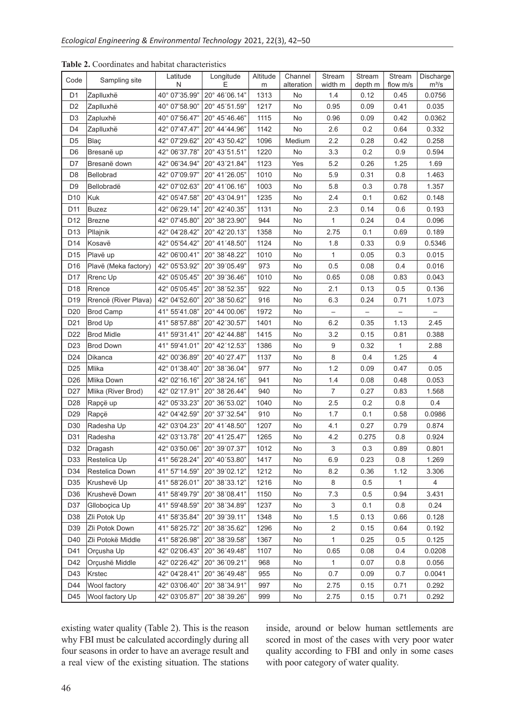**Table 2.** Coordinates and habitat characteristics

| Code | Sampling site | Latitude N | Longitude E | Altitude m | Channel alteration | Stream width m | Stream depth m | Stream flow m/s | Discharge m³/s |
|---|---|---|---|---|---|---|---|---|---|
| D1 | Zaplluxhë | 40° 07'35.99" | 20° 46'06.14" | 1313 | No | 1.4 | 0.12 | 0.45 | 0.0756 |
| D2 | Zaplluxhë | 40° 07'58.90" | 20° 45'51.59" | 1217 | No | 0.95 | 0.09 | 0.41 | 0.035 |
| D3 | Zapluxhë | 40° 07'56.47" | 20° 45'46.46" | 1115 | No | 0.96 | 0.09 | 0.42 | 0.0362 |
| D4 | Zaplluxhë | 42° 07'47.47" | 20° 44'44.96" | 1142 | No | 2.6 | 0.2 | 0.64 | 0.332 |
| D5 | Blaç | 42° 07'29.62" | 20° 43'50.42" | 1096 | Medium | 2.2 | 0.28 | 0.42 | 0.258 |
| D6 | Bresanë up | 42° 06'37.78" | 20° 43'51.51" | 1220 | No | 3.3 | 0.2 | 0.9 | 0.594 |
| D7 | Bresanë down | 42° 06'34.94" | 20° 43'21.84" | 1123 | Yes | 5.2 | 0.26 | 1.25 | 1.69 |
| D8 | Bellobrad | 42° 07'09.97" | 20° 41'26.05" | 1010 | No | 5.9 | 0.31 | 0.8 | 1.463 |
| D9 | Bellobradë | 42° 07'02.63" | 20° 41'06.16" | 1003 | No | 5.8 | 0.3 | 0.78 | 1.357 |
| D10 | Kuk | 42° 05'47.58" | 20° 43'04.91" | 1235 | No | 2.4 | 0.1 | 0.62 | 0.148 |
| D11 | Buzez | 42° 06'29.14" | 20° 42'40.35" | 1131 | No | 2.3 | 0.14 | 0.6 | 0.193 |
| D12 | Brezne | 42° 07'45.80" | 20° 38'23.90" | 944 | No | 1 | 0.24 | 0.4 | 0.096 |
| D13 | Pllajnik | 42° 04'28.42" | 20° 42'20.13" | 1358 | No | 2.75 | 0.1 | 0.69 | 0.189 |
| D14 | Kosavë | 42° 05'54.42" | 20° 41'48.50" | 1124 | No | 1.8 | 0.33 | 0.9 | 0.5346 |
| D15 | Plavë up | 42° 06'00.41" | 20° 38'48.22" | 1010 | No | 1 | 0.05 | 0.3 | 0.015 |
| D16 | Plavë (Meka factory) | 42° 05'53.92" | 20° 39'05.49" | 973 | No | 0.5 | 0.08 | 0.4 | 0.016 |
| D17 | Rrenc Up | 42° 05'05.45" | 20° 39'36.46" | 1010 | No | 0.65 | 0.08 | 0.83 | 0.043 |
| D18 | Rrence | 42° 05'05.45" | 20° 38'52.35" | 922 | No | 2.1 | 0.13 | 0.5 | 0.136 |
| D19 | Rrencë (River Plava) | 42° 04'52.60" | 20° 38'50.62" | 916 | No | 6.3 | 0.24 | 0.71 | 1.073 |
| D20 | Brod Camp | 41° 55'41.08" | 20° 44'00.06" | 1972 | No | – | – | – | – |
| D21 | Brod Up | 41° 58'57.88" | 20° 42'30.57" | 1401 | No | 6.2 | 0.35 | 1.13 | 2.45 |
| D22 | Brod Midle | 41° 59'31.41" | 20° 42'44.88" | 1415 | No | 3.2 | 0.15 | 0.81 | 0.388 |
| D23 | Brod Down | 41° 59'41.01" | 20° 42'12.53" | 1386 | No | 9 | 0.32 | 1 | 2.88 |
| D24 | Dikanca | 42° 00'36.89" | 20° 40'27.47" | 1137 | No | 8 | 0.4 | 1.25 | 4 |
| D25 | Mlika | 42° 01'38.40" | 20° 38'36.04" | 977 | No | 1.2 | 0.09 | 0.47 | 0.05 |
| D26 | Mlika Down | 42° 02'16.16" | 20° 38'24.16" | 941 | No | 1.4 | 0.08 | 0.48 | 0.053 |
| D27 | Mlika (River Brod) | 42° 02'17.91" | 20° 38'26.44" | 940 | No | 7 | 0.27 | 0.83 | 1.568 |
| D28 | Rapçë up | 42° 05'33.23" | 20° 36'53.02" | 1040 | No | 2.5 | 0.2 | 0.8 | 0.4 |
| D29 | Rapçë | 42° 04'42.59" | 20° 37'32.54" | 910 | No | 1.7 | 0.1 | 0.58 | 0.0986 |
| D30 | Radesha Up | 42° 03'04.23" | 20° 41'48.50" | 1207 | No | 4.1 | 0.27 | 0.79 | 0.874 |
| D31 | Radesha | 42° 03'13.78" | 20° 41'25.47" | 1265 | No | 4.2 | 0.275 | 0.8 | 0.924 |
| D32 | Dragash | 42° 03'50.06" | 20° 39'07.37" | 1012 | No | 3 | 0.3 | 0.89 | 0.801 |
| D33 | Restelica Up | 41° 56'28.24" | 20° 40'53.80" | 1417 | No | 6.9 | 0.23 | 0.8 | 1.269 |
| D34 | Restelica Down | 41° 57'14.59" | 20° 39'02.12" | 1212 | No | 8.2 | 0.36 | 1.12 | 3.306 |
| D35 | Krushevë Up | 41° 58'26.01" | 20° 38'33.12" | 1216 | No | 8 | 0.5 | 1 | 4 |
| D36 | Krushevë Down | 41° 58'49.79" | 20° 38'08.41" | 1150 | No | 7.3 | 0.5 | 0.94 | 3.431 |
| D37 | Glloboçica Up | 41° 59'48.59" | 20° 38'34.89" | 1237 | No | 3 | 0.1 | 0.8 | 0.24 |
| D38 | Zli Potok Up | 41° 58'35.84" | 20° 39'39.11" | 1348 | No | 1.5 | 0.13 | 0.66 | 0.128 |
| D39 | Zli Potok Down | 41° 58'25.72" | 20° 38'35.62" | 1296 | No | 2 | 0.15 | 0.64 | 0.192 |
| D40 | Zli Potokë Middle | 41° 58'26.98" | 20° 38'39.58" | 1367 | No | 1 | 0.25 | 0.5 | 0.125 |
| D41 | Orçusha Up | 42° 02'06.43" | 20° 36'49.48" | 1107 | No | 0.65 | 0.08 | 0.4 | 0.0208 |
| D42 | Orçushë Middle | 42° 02'26.42" | 20° 36'09.21" | 968 | No | 1 | 0.07 | 0.8 | 0.056 |
| D43 | Krstec | 42° 04'28.41" | 20° 36'49.48" | 955 | No | 0.7 | 0.09 | 0.7 | 0.0041 |
| D44 | Wool factory | 42° 03'06.40" | 20° 38'34.91" | 997 | No | 2.75 | 0.15 | 0.71 | 0.292 |
| D45 | Wool factory Up | 42° 03'05.87" | 20° 38'39.26" | 999 | No | 2.75 | 0.15 | 0.71 | 0.292 |

existing water quality (Table 2). This is the reason why FBI must be calculated accordingly during all four seasons in order to have an average result and a real view of the existing situation. The stations inside, around or below human settlements are scored in most of the cases with very poor water quality according to FBI and only in some cases with poor category of water quality.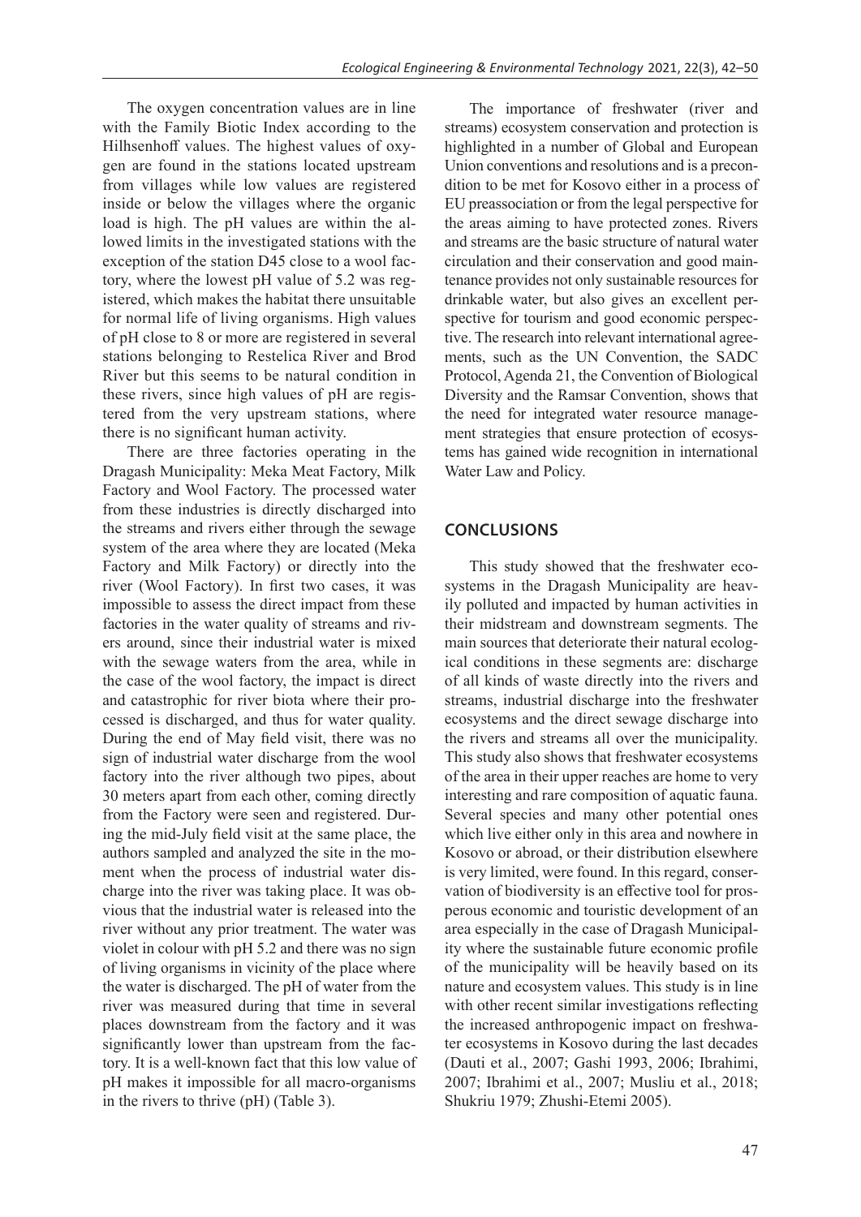The oxygen concentration values are in line with the Family Biotic Index according to the Hilhsenhoff values. The highest values of oxygen are found in the stations located upstream from villages while low values are registered inside or below the villages where the organic load is high. The pH values are within the allowed limits in the investigated stations with the exception of the station D45 close to a wool factory, where the lowest pH value of 5.2 was registered, which makes the habitat there unsuitable for normal life of living organisms. High values of pH close to 8 or more are registered in several stations belonging to Restelica River and Brod River but this seems to be natural condition in these rivers, since high values of pH are registered from the very upstream stations, where there is no significant human activity.

There are three factories operating in the Dragash Municipality: Meka Meat Factory, Milk Factory and Wool Factory. The processed water from these industries is directly discharged into the streams and rivers either through the sewage system of the area where they are located (Meka Factory and Milk Factory) or directly into the river (Wool Factory). In first two cases, it was impossible to assess the direct impact from these factories in the water quality of streams and rivers around, since their industrial water is mixed with the sewage waters from the area, while in the case of the wool factory, the impact is direct and catastrophic for river biota where their processed is discharged, and thus for water quality. During the end of May field visit, there was no sign of industrial water discharge from the wool factory into the river although two pipes, about 30 meters apart from each other, coming directly from the Factory were seen and registered. During the mid-July field visit at the same place, the authors sampled and analyzed the site in the moment when the process of industrial water discharge into the river was taking place. It was obvious that the industrial water is released into the river without any prior treatment. The water was violet in colour with pH 5.2 and there was no sign of living organisms in vicinity of the place where the water is discharged. The pH of water from the river was measured during that time in several places downstream from the factory and it was significantly lower than upstream from the factory. It is a well-known fact that this low value of pH makes it impossible for all macro-organisms in the rivers to thrive (pH) (Table 3).

The importance of freshwater (river and streams) ecosystem conservation and protection is highlighted in a number of Global and European Union conventions and resolutions and is a precondition to be met for Kosovo either in a process of EU preassociation or from the legal perspective for the areas aiming to have protected zones. Rivers and streams are the basic structure of natural water circulation and their conservation and good maintenance provides not only sustainable resources for drinkable water, but also gives an excellent perspective for tourism and good economic perspective. The research into relevant international agreements, such as the UN Convention, the SADC Protocol, Agenda 21, the Convention of Biological Diversity and the Ramsar Convention, shows that the need for integrated water resource management strategies that ensure protection of ecosystems has gained wide recognition in international Water Law and Policy.

## CONCLUSIONS

This study showed that the freshwater ecosystems in the Dragash Municipality are heavily polluted and impacted by human activities in their midstream and downstream segments. The main sources that deteriorate their natural ecological conditions in these segments are: discharge of all kinds of waste directly into the rivers and streams, industrial discharge into the freshwater ecosystems and the direct sewage discharge into the rivers and streams all over the municipality. This study also shows that freshwater ecosystems of the area in their upper reaches are home to very interesting and rare composition of aquatic fauna. Several species and many other potential ones which live either only in this area and nowhere in Kosovo or abroad, or their distribution elsewhere is very limited, were found. In this regard, conservation of biodiversity is an effective tool for prosperous economic and touristic development of an area especially in the case of Dragash Municipality where the sustainable future economic profile of the municipality will be heavily based on its nature and ecosystem values. This study is in line with other recent similar investigations reflecting the increased anthropogenic impact on freshwater ecosystems in Kosovo during the last decades (Dauti et al., 2007; Gashi 1993, 2006; Ibrahimi, 2007; Ibrahimi et al., 2007; Musliu et al., 2018; Shukriu 1979; Zhushi-Etemi 2005).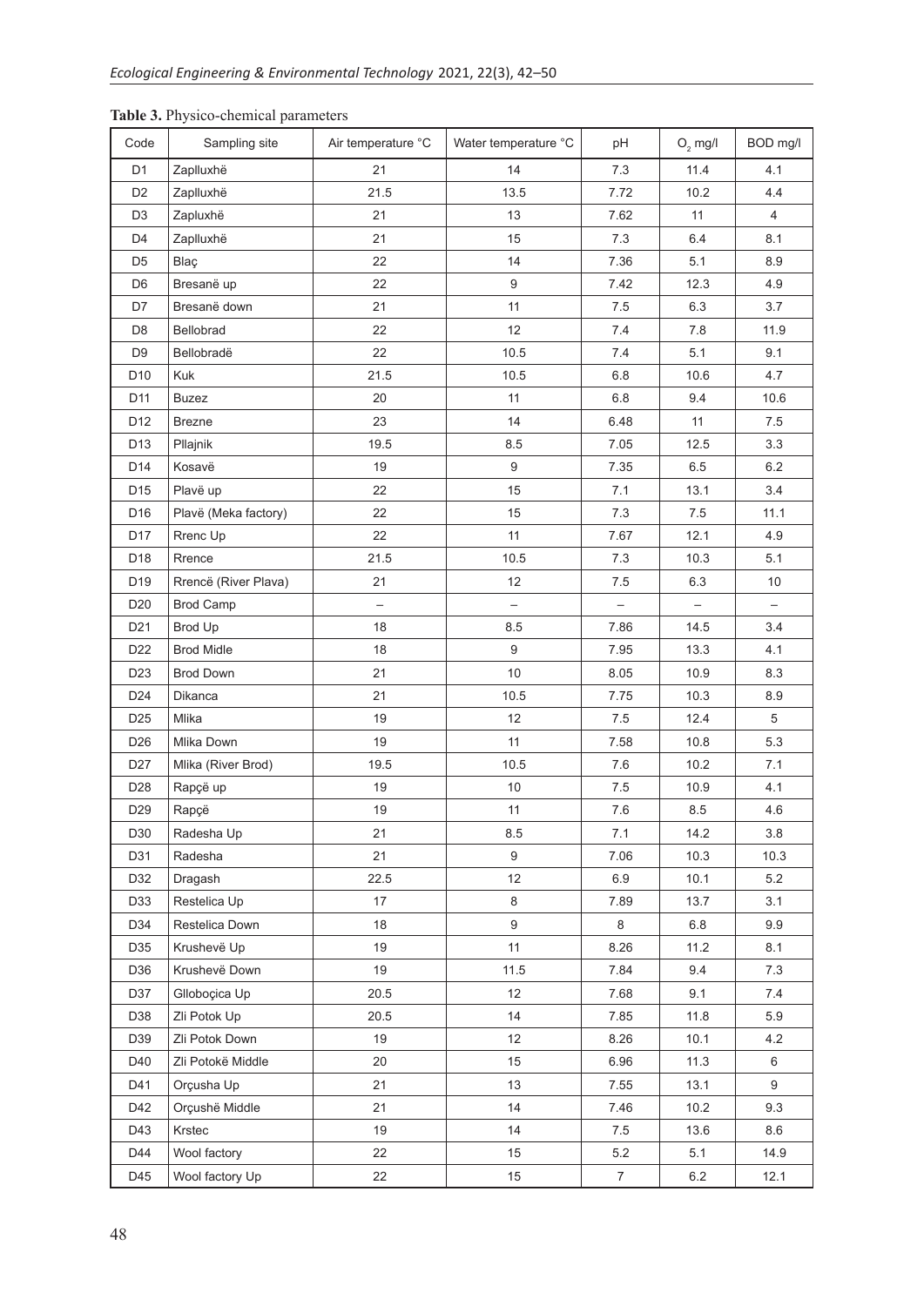**Table 3.** Physico-chemical parameters

| Code | Sampling site | Air temperature °C | Water temperature °C | pH | $O_2$ mg/l | BOD mg/l |
|---|---|---|---|---|---|---|
| D1 | Zaplluxhë | 21 | 14 | 7.3 | 11.4 | 4.1 |
| D2 | Zaplluxhë | 21.5 | 13.5 | 7.72 | 10.2 | 4.4 |
| D3 | Zapluxhë | 21 | 13 | 7.62 | 11 | 4 |
| D4 | Zaplluxhë | 21 | 15 | 7.3 | 6.4 | 8.1 |
| D5 | Blaç | 22 | 14 | 7.36 | 5.1 | 8.9 |
| D6 | Bresanë up | 22 | 9 | 7.42 | 12.3 | 4.9 |
| D7 | Bresanë down | 21 | 11 | 7.5 | 6.3 | 3.7 |
| D8 | Bellobrad | 22 | 12 | 7.4 | 7.8 | 11.9 |
| D9 | Bellobradë | 22 | 10.5 | 7.4 | 5.1 | 9.1 |
| D10 | Kuk | 21.5 | 10.5 | 6.8 | 10.6 | 4.7 |
| D11 | Buzez | 20 | 11 | 6.8 | 9.4 | 10.6 |
| D12 | Brezne | 23 | 14 | 6.48 | 11 | 7.5 |
| D13 | Pllajnik | 19.5 | 8.5 | 7.05 | 12.5 | 3.3 |
| D14 | Kosavë | 19 | 9 | 7.35 | 6.5 | 6.2 |
| D15 | Plavë up | 22 | 15 | 7.1 | 13.1 | 3.4 |
| D16 | Plavë (Meka factory) | 22 | 15 | 7.3 | 7.5 | 11.1 |
| D17 | Rrenc Up | 22 | 11 | 7.67 | 12.1 | 4.9 |
| D18 | Rrence | 21.5 | 10.5 | 7.3 | 10.3 | 5.1 |
| D19 | Rrencë (River Plava) | 21 | 12 | 7.5 | 6.3 | 10 |
| D20 | Brod Camp | – | – | – | – | – |
| D21 | Brod Up | 18 | 8.5 | 7.86 | 14.5 | 3.4 |
| D22 | Brod Midle | 18 | 9 | 7.95 | 13.3 | 4.1 |
| D23 | Brod Down | 21 | 10 | 8.05 | 10.9 | 8.3 |
| D24 | Dikanca | 21 | 10.5 | 7.75 | 10.3 | 8.9 |
| D25 | Mlika | 19 | 12 | 7.5 | 12.4 | 5 |
| D26 | Mlika Down | 19 | 11 | 7.58 | 10.8 | 5.3 |
| D27 | Mlika (River Brod) | 19.5 | 10.5 | 7.6 | 10.2 | 7.1 |
| D28 | Rapçë up | 19 | 10 | 7.5 | 10.9 | 4.1 |
| D29 | Rapçë | 19 | 11 | 7.6 | 8.5 | 4.6 |
| D30 | Radesha Up | 21 | 8.5 | 7.1 | 14.2 | 3.8 |
| D31 | Radesha | 21 | 9 | 7.06 | 10.3 | 10.3 |
| D32 | Dragash | 22.5 | 12 | 6.9 | 10.1 | 5.2 |
| D33 | Restelica Up | 17 | 8 | 7.89 | 13.7 | 3.1 |
| D34 | Restelica Down | 18 | 9 | 8 | 6.8 | 9.9 |
| D35 | Krushevë Up | 19 | 11 | 8.26 | 11.2 | 8.1 |
| D36 | Krushevë Down | 19 | 11.5 | 7.84 | 9.4 | 7.3 |
| D37 | Glloboçica Up | 20.5 | 12 | 7.68 | 9.1 | 7.4 |
| D38 | Zli Potok Up | 20.5 | 14 | 7.85 | 11.8 | 5.9 |
| D39 | Zli Potok Down | 19 | 12 | 8.26 | 10.1 | 4.2 |
| D40 | Zli Potokë Middle | 20 | 15 | 6.96 | 11.3 | 6 |
| D41 | Orçusha Up | 21 | 13 | 7.55 | 13.1 | 9 |
| D42 | Orçushë Middle | 21 | 14 | 7.46 | 10.2 | 9.3 |
| D43 | Krstec | 19 | 14 | 7.5 | 13.6 | 8.6 |
| D44 | Wool factory | 22 | 15 | 5.2 | 5.1 | 14.9 |
| D45 | Wool factory Up | 22 | 15 | 7 | 6.2 | 12.1 |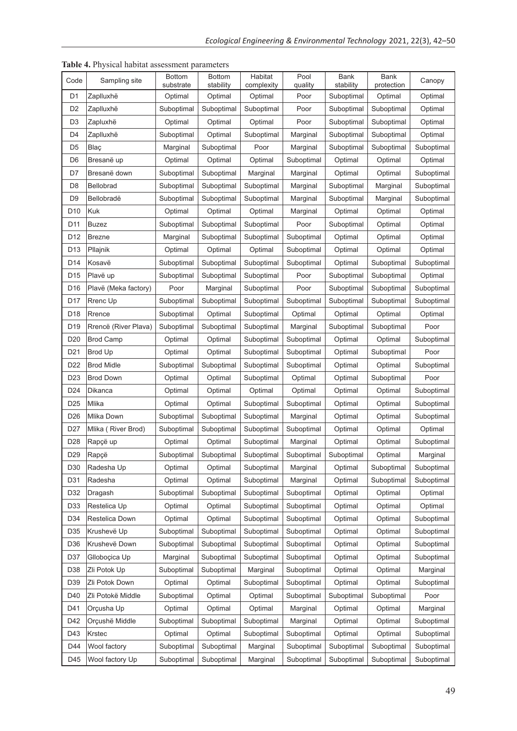**Table 4.** Physical habitat assessment parameters

| Code | Sampling site | Bottom substrate | Bottom stability | Habitat complexity | Pool quality | Bank stability | Bank protection | Canopy |
|---|---|---|---|---|---|---|---|---|
| D1 | Zaplluxhë | Optimal | Optimal | Optimal | Poor | Suboptimal | Optimal | Optimal |
| D2 | Zaplluxhë | Suboptimal | Suboptimal | Suboptimal | Poor | Suboptimal | Suboptimal | Optimal |
| D3 | Zapluxhë | Optimal | Optimal | Optimal | Poor | Suboptimal | Suboptimal | Optimal |
| D4 | Zaplluxhë | Suboptimal | Optimal | Suboptimal | Marginal | Suboptimal | Suboptimal | Optimal |
| D5 | Blaç | Marginal | Suboptimal | Poor | Marginal | Suboptimal | Suboptimal | Suboptimal |
| D6 | Bresanë up | Optimal | Optimal | Optimal | Suboptimal | Optimal | Optimal | Optimal |
| D7 | Bresanë down | Suboptimal | Suboptimal | Marginal | Marginal | Optimal | Optimal | Suboptimal |
| D8 | Bellobrad | Suboptimal | Suboptimal | Suboptimal | Marginal | Suboptimal | Marginal | Suboptimal |
| D9 | Bellobradë | Suboptimal | Suboptimal | Suboptimal | Marginal | Suboptimal | Marginal | Suboptimal |
| D10 | Kuk | Optimal | Optimal | Optimal | Marginal | Optimal | Optimal | Optimal |
| D11 | Buzez | Suboptimal | Suboptimal | Suboptimal | Poor | Suboptimal | Optimal | Optimal |
| D12 | Brezne | Marginal | Suboptimal | Suboptimal | Suboptimal | Optimal | Optimal | Optimal |
| D13 | Pllajnik | Optimal | Optimal | Optimal | Suboptimal | Optimal | Optimal | Optimal |
| D14 | Kosavë | Suboptimal | Suboptimal | Suboptimal | Suboptimal | Optimal | Suboptimal | Suboptimal |
| D15 | Plavë up | Suboptimal | Suboptimal | Suboptimal | Poor | Suboptimal | Suboptimal | Optimal |
| D16 | Plavë (Meka factory) | Poor | Marginal | Suboptimal | Poor | Suboptimal | Suboptimal | Suboptimal |
| D17 | Rrenc Up | Suboptimal | Suboptimal | Suboptimal | Suboptimal | Suboptimal | Suboptimal | Suboptimal |
| D18 | Rrence | Suboptimal | Optimal | Suboptimal | Optimal | Optimal | Optimal | Optimal |
| D19 | Rrencë (River Plava) | Suboptimal | Suboptimal | Suboptimal | Marginal | Suboptimal | Suboptimal | Poor |
| D20 | Brod Camp | Optimal | Optimal | Suboptimal | Suboptimal | Optimal | Optimal | Suboptimal |
| D21 | Brod Up | Optimal | Optimal | Suboptimal | Suboptimal | Optimal | Suboptimal | Poor |
| D22 | Brod Midle | Suboptimal | Suboptimal | Suboptimal | Suboptimal | Optimal | Optimal | Suboptimal |
| D23 | Brod Down | Optimal | Optimal | Suboptimal | Optimal | Optimal | Suboptimal | Poor |
| D24 | Dikanca | Optimal | Optimal | Optimal | Optimal | Optimal | Optimal | Suboptimal |
| D25 | Mlika | Optimal | Optimal | Suboptimal | Suboptimal | Optimal | Optimal | Suboptimal |
| D26 | Mlika Down | Suboptimal | Suboptimal | Suboptimal | Marginal | Optimal | Optimal | Suboptimal |
| D27 | Mlika ( River Brod) | Suboptimal | Suboptimal | Suboptimal | Suboptimal | Optimal | Optimal | Optimal |
| D28 | Rapçë up | Optimal | Optimal | Suboptimal | Marginal | Optimal | Optimal | Suboptimal |
| D29 | Rapçë | Suboptimal | Suboptimal | Suboptimal | Suboptimal | Suboptimal | Optimal | Marginal |
| D30 | Radesha Up | Optimal | Optimal | Suboptimal | Marginal | Optimal | Suboptimal | Suboptimal |
| D31 | Radesha | Optimal | Optimal | Suboptimal | Marginal | Optimal | Suboptimal | Suboptimal |
| D32 | Dragash | Suboptimal | Suboptimal | Suboptimal | Suboptimal | Optimal | Optimal | Optimal |
| D33 | Restelica Up | Optimal | Optimal | Suboptimal | Suboptimal | Optimal | Optimal | Optimal |
| D34 | Restelica Down | Optimal | Optimal | Suboptimal | Suboptimal | Optimal | Optimal | Suboptimal |
| D35 | Krushevë Up | Suboptimal | Suboptimal | Suboptimal | Suboptimal | Optimal | Optimal | Suboptimal |
| D36 | Krushevë Down | Suboptimal | Suboptimal | Suboptimal | Suboptimal | Optimal | Optimal | Suboptimal |
| D37 | Glloboçica Up | Marginal | Suboptimal | Suboptimal | Suboptimal | Optimal | Optimal | Suboptimal |
| D38 | Zli Potok Up | Suboptimal | Suboptimal | Marginal | Suboptimal | Optimal | Optimal | Marginal |
| D39 | Zli Potok Down | Optimal | Optimal | Suboptimal | Suboptimal | Optimal | Optimal | Suboptimal |
| D40 | Zli Potokë Middle | Suboptimal | Optimal | Optimal | Suboptimal | Suboptimal | Suboptimal | Poor |
| D41 | Orçusha Up | Optimal | Optimal | Optimal | Marginal | Optimal | Optimal | Marginal |
| D42 | Orçushë Middle | Suboptimal | Suboptimal | Suboptimal | Marginal | Optimal | Optimal | Suboptimal |
| D43 | Krstec | Optimal | Optimal | Suboptimal | Suboptimal | Optimal | Optimal | Suboptimal |
| D44 | Wool factory | Suboptimal | Suboptimal | Marginal | Suboptimal | Suboptimal | Suboptimal | Suboptimal |
| D45 | Wool factory Up | Suboptimal | Suboptimal | Marginal | Suboptimal | Suboptimal | Suboptimal | Suboptimal |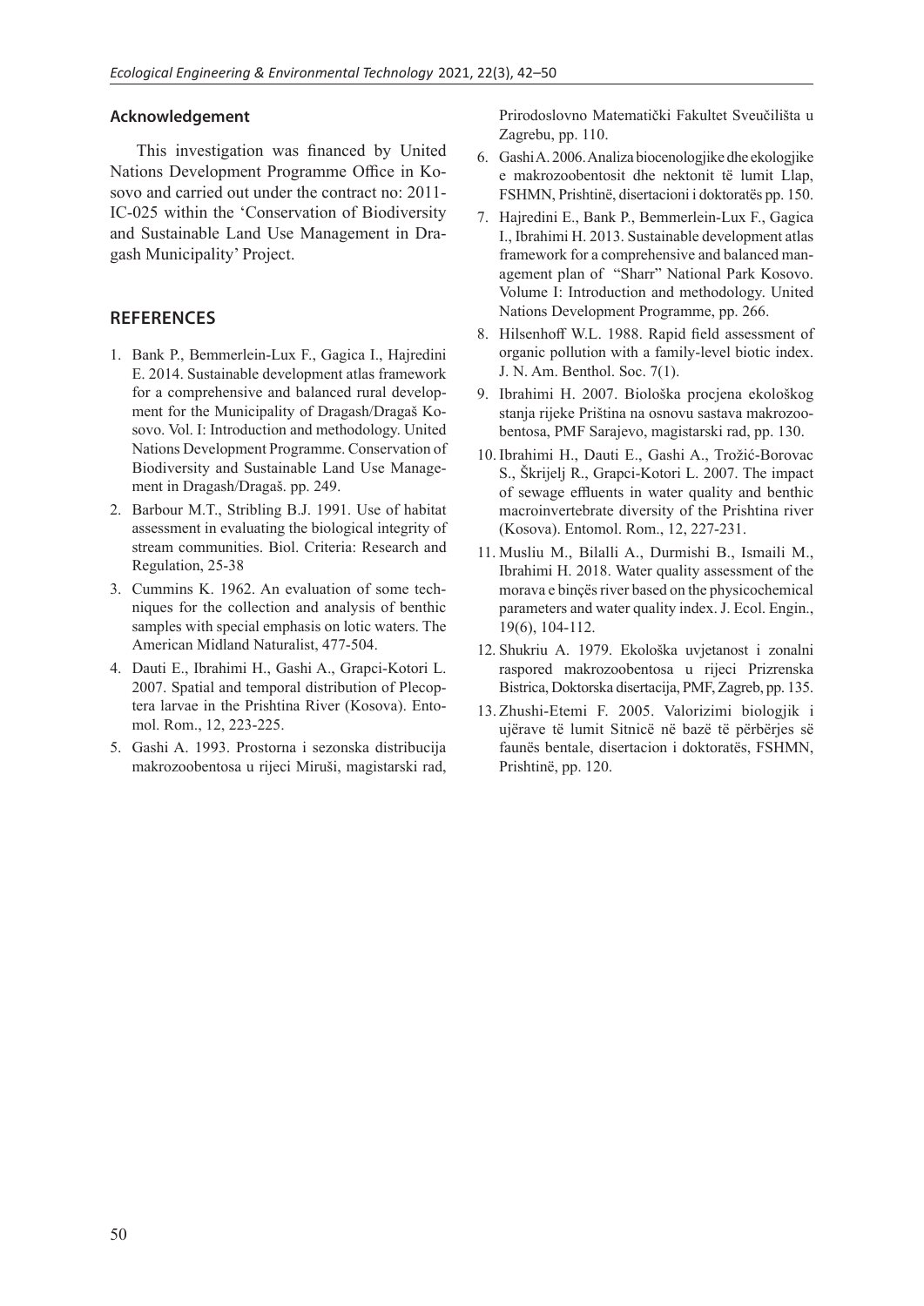### Acknowledgement

This investigation was financed by United Nations Development Programme Office in Kosovo and carried out under the contract no: 2011-IC-025 within the 'Conservation of Biodiversity and Sustainable Land Use Management in Dragash Municipality' Project.

## REFERENCES

1. Bank P., Bemmerlein-Lux F., Gagica I., Hajredini E. 2014. Sustainable development atlas framework for a comprehensive and balanced rural development for the Municipality of Dragash/Dragaš Kosovo. Vol. I: Introduction and methodology. United Nations Development Programme. Conservation of Biodiversity and Sustainable Land Use Management in Dragash/Dragaš. pp. 249.
2. Barbour M.T., Stribling B.J. 1991. Use of habitat assessment in evaluating the biological integrity of stream communities. Biol. Criteria: Research and Regulation, 25-38
3. Cummins K. 1962. An evaluation of some techniques for the collection and analysis of benthic samples with special emphasis on lotic waters. The American Midland Naturalist, 477-504.
4. Dauti E., Ibrahimi H., Gashi A., Grapci-Kotori L. 2007. Spatial and temporal distribution of Plecoptera larvae in the Prishtina River (Kosova). Entomol. Rom., 12, 223-225.
5. Gashi A. 1993. Prostorna i sezonska distribucija makrozoobentosa u rijeci Miruši, magistarski rad, Prirodoslovno Matematički Fakultet Sveučilišta u Zagrebu, pp. 110.
6. Gashi A. 2006. Analiza biocenologjike dhe ekologjike e makrozoobentosit dhe nektonit të lumit Llap, FSHMN, Prishtinë, disertacioni i doktoratës pp. 150.
7. Hajredini E., Bank P., Bemmerlein-Lux F., Gagica I., Ibrahimi H. 2013. Sustainable development atlas framework for a comprehensive and balanced management plan of "Sharr" National Park Kosovo. Volume I: Introduction and methodology. United Nations Development Programme, pp. 266.
8. Hilsenhoff W.L. 1988. Rapid field assessment of organic pollution with a family-level biotic index. J. N. Am. Benthol. Soc. 7(1).
9. Ibrahimi H. 2007. Biološka procjena ekološkog stanja rijeke Priština na osnovu sastava makrozoobentosa, PMF Sarajevo, magistarski rad, pp. 130.
10. Ibrahimi H., Dauti E., Gashi A., Trožić-Borovac S., Škrijelj R., Grapci-Kotori L. 2007. The impact of sewage effluents in water quality and benthic macroinvertebrate diversity of the Prishtina river (Kosova). Entomol. Rom., 12, 227-231.
11. Musliu M., Bilalli A., Durmishi B., Ismaili M., Ibrahimi H. 2018. Water quality assessment of the morava e binçës river based on the physicochemical parameters and water quality index. J. Ecol. Engin., 19(6), 104-112.
12. Shukriu A. 1979. Ekološka uvjetanost i zonalni raspored makrozoobentosa u rijeci Prizrenska Bistrica, Doktorska disertacija, PMF, Zagreb, pp. 135.
13. Zhushi-Etemi F. 2005. Valorizimi biologjik i ujërave të lumit Sitnicë në bazë të përbërjes së faunës bentale, disertacion i doktoratës, FSHMN, Prishtinë, pp. 120.